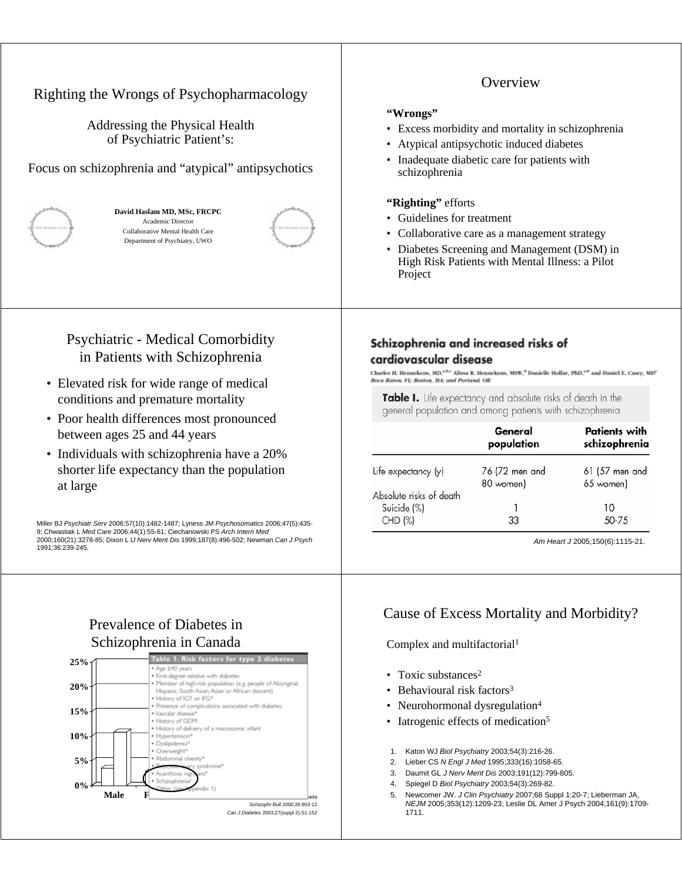# Righting the Wrongs of Psychopharmacology

## Addressing the Physical Health of Psychiatric Patient's:

## Focus on schizophrenia and "atypical" antipsychotics

**David Haslam MD, MSc, FRCPC**
Academic Director
Collaborative Mental Health Care
Department of Psychiatry, UWO

## Overview

**"Wrongs"**

- Excess morbidity and mortality in schizophrenia
- Atypical antipsychotic induced diabetes
- Inadequate diabetic care for patients with schizophrenia

**"Righting"** efforts

- Guidelines for treatment
- Collaborative care as a management strategy
- Diabetes Screening and Management (DSM) in High Risk Patients with Mental Illness: a Pilot Project

## Psychiatric - Medical Comorbidity in Patients with Schizophrenia

- Elevated risk for wide range of medical conditions and premature mortality
- Poor health differences most pronounced between ages 25 and 44 years
- Individuals with schizophrenia have a 20% shorter life expectancy than the population at large

Miller BJ *Psychiatr Serv* 2006;57(10):1482-1487; Lyness JM *Psychosomatics* 2006;47(5):435-9; Chwastiak L *Med Care* 2006;44(1):55-61; Ciechanowski PS *Arch Intern Med* 2000;160(21):3278-85; Dixon L IJ *Nerv Ment Dis* 1999;187(8):496-502; Newman *Can J Psych* 1991;36:239-245.

## Schizophrenia and increased risks of cardiovascular disease

Charles H. Hennekens, MD,[a,b,c] Alissa R. Hennekens, MSW,[d] Danielle Hollar, PhD,[a,b] and Daniel E. Casey, MD[f]
*Boca Raton, FL; Boston, MA; and Portland, OR*

**Table I.** Life expectancy and absolute risks of death in the general population and among patients with schizophrenia

| | General population | Patients with schizophrenia |
|---|---|---|
| Life expectancy (y) | 76 (72 men and 80 women) | 61 (57 men and 65 women) |
| Absolute risks of death | | |
| Suicide (%) | 1 | 10 |
| CHD (%) | 33 | 50-75 |

*Am Heart J* 2005;150(6):1115-21.

## Prevalence of Diabetes in Schizophrenia in Canada

25%
20%
15%
10%
5%
0%
Male F

**Table 1. Risk factors for type 2 diabetes**

- Age ≥40 years
- First-degree relative with diabetes
- Member of high-risk population (e.g. people of Aboriginal, Hispanic, South Asian, Asian or African descent)
- History of IGT or IFG*
- Presence of complications associated with diabetes
- Vascular disease*
- History of GDM
- History of delivery of a macrosomic infant
- Hypertension*
- Dyslipidemia*
- Overweight*
- Abdominal obesity*
- Polycystic ovary syndrome*
- Acanthosis nigricans*
- Schizophrenia†
- Other (see Appendix 1)

...ada
*Schizophr Bull* 2000;26:903-12
*Can J Diabetes* 2003;27(suppl 2):S1-152

## Cause of Excess Mortality and Morbidity?

Complex and multifactorial[1]

- Toxic substances[2]
- Behavioural risk factors[3]
- Neurohormonal dysregulation[4]
- Iatrogenic effects of medication[5]

1. Katon WJ *Biol Psychiatry* 2003;54(3):216-26.
2. Lieber CS *N Engl J Med* 1995;333(16):1058-65.
3. Daumit GL *J Nerv Ment Dis* 2003;191(12):799-805.
4. Spiegel D *Biol Psychiatry* 2003;54(3):269-82.
5. Newcomer JW. *J Clin Psychiatry* 2007;68 Suppl 1:20-7; Lieberman JA, *NEJM* 2005;353(12):1209-23; Leslie DL Amer J Psych 2004;161(9):1709-1711.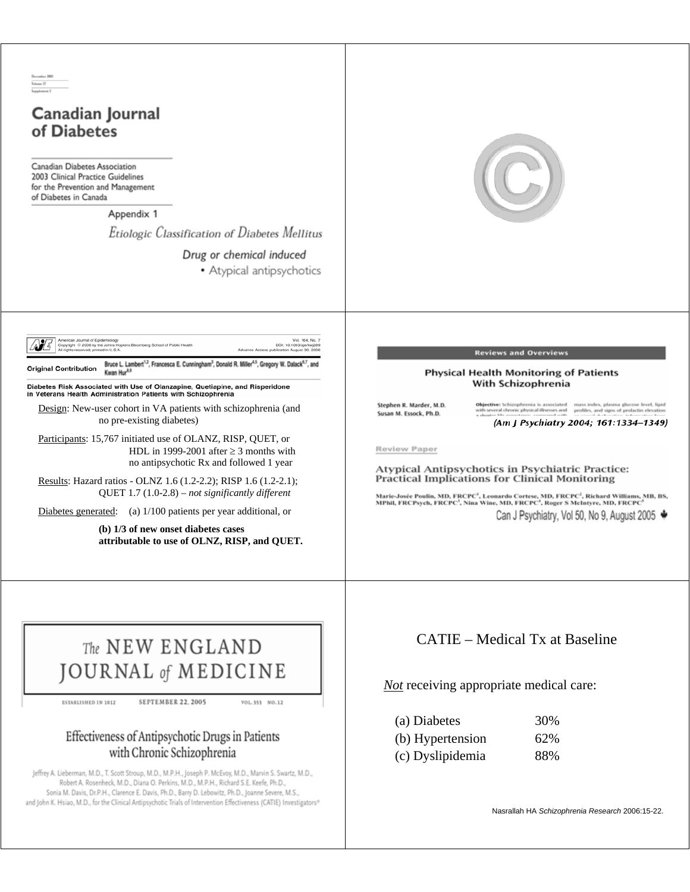## Canadian Journal of Diabetes

Canadian Diabetes Association 2003 Clinical Practice Guidelines for the Prevention and Management of Diabetes in Canada

Appendix 1

*Etiologic Classification of Diabetes Mellitus*

*Drug or chemical induced*

- Atypical antipsychotics

---

©

---

American Journal of Epidemiology

Original Contribution

Bruce L. Lambert[1,2], Francesca E. Cunningham[3], Donald R. Miller[4,5], Gregory W. Dalack[6,7], and Kwan Hur[8,9]

**Diabetes Risk Associated with Use of Olanzapine, Quetiapine, and Risperidone in Veterans Health Administration Patients with Schizophrenia**

Design: New-user cohort in VA patients with schizophrenia (and no pre-existing diabetes)

Participants: 15,767 initiated use of OLANZ, RISP, QUET, or HDL in 1999-2001 after ≥ 3 months with no antipsychotic Rx and followed 1 year

Results: Hazard ratios - OLNZ 1.6 (1.2-2.2); RISP 1.6 (1.2-2.1); QUET 1.7 (1.0-2.8) – *not significantly different*

Diabetes generated: (a) 1/100 patients per year additional, or

**(b) 1/3 of new onset diabetes cases attributable to use of OLNZ, RISP, and QUET.**

---

Reviews and Overviews

**Physical Health Monitoring of Patients With Schizophrenia**

Stephen R. Marder, M.D.
Susan M. Essock, Ph.D.

*(Am J Psychiatry 2004; 161:1334–1349)*

Review Paper

**Atypical Antipsychotics in Psychiatric Practice: Practical Implications for Clinical Monitoring**

Marie-Josée Poulin, MD, FRCPC[1], Leonardo Cortese, MD, FRCPC[2], Richard Williams, MB, BS, MPhil, FRCPsych, FRCPC[3], Nina Wine, MD, FRCPC[4], Roger S McIntyre, MD, FRCPC[5]

Can J Psychiatry, Vol 50, No 9, August 2005

---

The NEW ENGLAND JOURNAL of MEDICINE

ESTABLISHED IN 1812 SEPTEMBER 22, 2005 VOL. 353 NO. 12

**Effectiveness of Antipsychotic Drugs in Patients with Chronic Schizophrenia**

Jeffrey A. Lieberman, M.D., T. Scott Stroup, M.D., M.P.H., Joseph P. McEvoy, M.D., Marvin S. Swartz, M.D., Robert A. Rosenheck, M.D., Diana O. Perkins, M.D., M.P.H., Richard S.E. Keefe, Ph.D., Sonia M. Davis, Dr.P.H., Clarence E. Davis, Ph.D., Barry D. Lebowitz, Ph.D., Joanne Severe, M.S., and John K. Hsiao, M.D., for the Clinical Antipsychotic Trials of Intervention Effectiveness (CATIE) Investigators*

---

## CATIE – Medical Tx at Baseline

*Not* receiving appropriate medical care:

| | |
|---|---|
| (a) Diabetes | 30% |
| (b) Hypertension | 62% |
| (c) Dyslipidemia | 88% |

Nasrallah HA *Schizophrenia Research* 2006:15-22.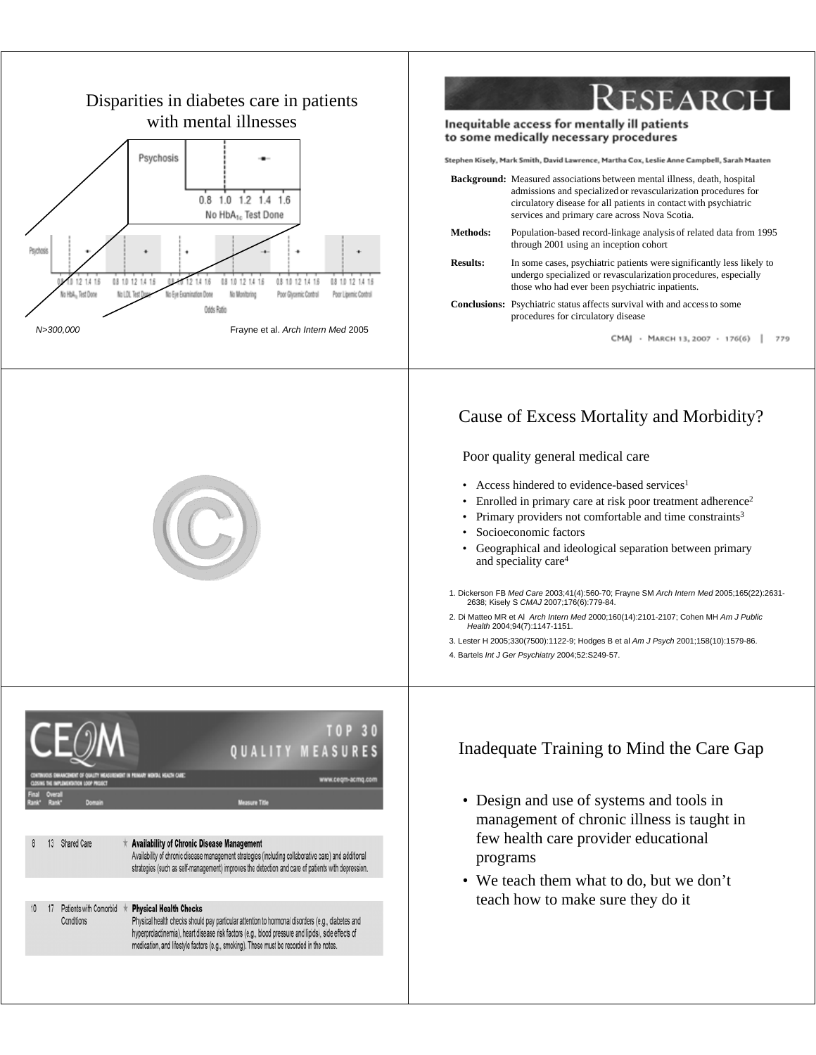## Disparities in diabetes care in patients with mental illnesses

Psychosis

0.8 1.0 1.2 1.4 1.6

No $HbA_{1c}$ Test Done

Psychosis

| No $HbA_{1c}$ Test Done | No LDL Test Done | No Eye Examination Done | No Monitoring | Poor Glycemic Control | Poor Lipemic Control |
|---|---|---|---|---|---|

Odds Ratio

*N>300,000*

Frayne et al. *Arch Intern Med* 2005

---

## RESEARCH

**Inequitable access for mentally ill patients to some medically necessary procedures**

Stephen Kisely, Mark Smith, David Lawrence, Martha Cox, Leslie Anne Campbell, Sarah Maaten

**Background:** Measured associations between mental illness, death, hospital admissions and specialized or revascularization procedures for circulatory disease for all patients in contact with psychiatric services and primary care across Nova Scotia.

**Methods:** Population-based record-linkage analysis of related data from 1995 through 2001 using an inception cohort

**Results:** In some cases, psychiatric patients were significantly less likely to undergo specialized or revascularization procedures, especially those who had ever been psychiatric inpatients.

**Conclusions:** Psychiatric status affects survival with and access to some procedures for circulatory disease

CMAJ · March 13, 2007 · 176(6) | 779

---

©

---

## Cause of Excess Mortality and Morbidity?

Poor quality general medical care

- Access hindered to evidence-based services[1]
- Enrolled in primary care at risk poor treatment adherence[2]
- Primary providers not comfortable and time constraints[3]
- Socioeconomic factors
- Geographical and ideological separation between primary and speciality care[4]

1. Dickerson FB *Med Care* 2003;41(4):560-70; Frayne SM *Arch Intern Med* 2005;165(22):2631-2638; Kisely S *CMAJ* 2007;176(6):779-84.
2. Di Matteo MR et Al *Arch Intern Med* 2000;160(14):2101-2107; Cohen MH *Am J Public Health* 2004;94(7):1147-1151.
3. Lester H 2005;330(7500):1122-9; Hodges B et al *Am J Psych* 2001;158(10):1579-86.
4. Bartels *Int J Ger Psychiatry* 2004;52:S249-57.

---

## CEQM — TOP 30 QUALITY MEASURES

CONTINUOUS ENHANCEMENT OF QUALITY MEASUREMENT IN PRIMARY MENTAL HEALTH CARE: CLOSING THE IMPLEMENTATION LOOP PROJECT

www.ceqm-acmq.com

| Final Rank* | Overall Rank* | Domain | Measure Title |
|---|---|---|---|
| 8 | 13 | Shared Care | **Availability of Chronic Disease Management** Availability of chronic disease management strategies (including collaborative care) and additional strategies (such as self-management) improves the detection and care of patients with depression. |
| 10 | 17 | Patients with Comorbid Conditions | **Physical Health Checks** Physical health checks should pay particular attention to hormonal disorders (e.g., diabetes and hyperprolactinemia), heart disease risk factors (e.g., blood pressure and lipids), side effects of medication, and lifestyle factors (e.g., smoking). These must be recorded in the notes. |

---

## Inadequate Training to Mind the Care Gap

- Design and use of systems and tools in management of chronic illness is taught in few health care provider educational programs
- We teach them what to do, but we don't teach how to make sure they do it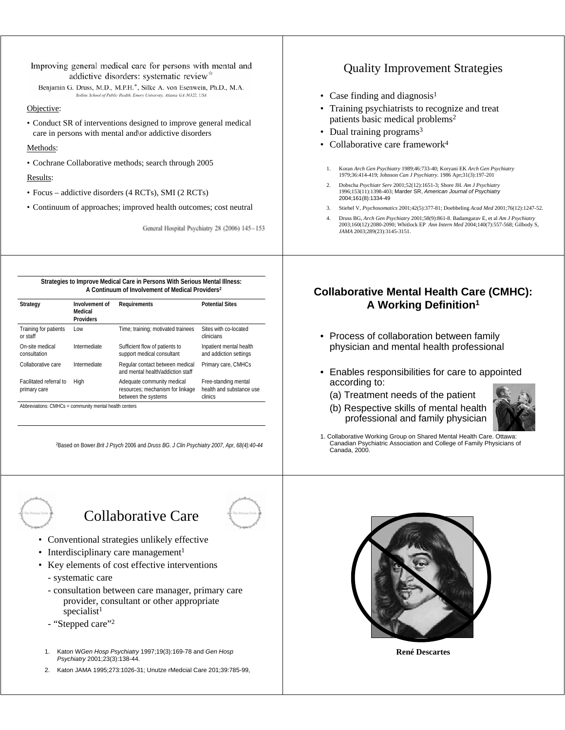Improving general medical care for persons with mental and addictive disorders: systematic review

Benjamin G. Druss, M.D., M.P.H.*, Silke A. von Esenwein, Ph.D., M.A.

Rollins School of Public Health, Emory University, Atlanta GA 30322, USA

Objective:

- Conduct SR of interventions designed to improve general medical care in persons with mental and\or addictive disorders

Methods:

- Cochrane Collaborative methods; search through 2005

Results:

- Focus – addictive disorders (4 RCTs), SMI (2 RCTs)
- Continuum of approaches; improved health outcomes; cost neutral

General Hospital Psychiatry 28 (2006) 145–153

# Quality Improvement Strategies

- Case finding and diagnosis[1]
- Training psychiatrists to recognize and treat patients basic medical problems[2]
- Dual training programs[3]
- Collaborative care framework[4]

1. Koran *Arch Gen Psychiatry* 1989;46:733-40; Koryani EK *Arch Gen Psychiatry* 1979;36:414-419; Johnson *Can J Psychiatry*. 1986 Apr;31(3):197-201
2. Dobscha *Psychiatr Serv* 2001;52(12):1651-3; Shore JH. *Am J Psychiatry* 1996;153(11):1398-403; Marder SR, *American Journal of Psychiatry* 2004;161(8):1334-49
3. Stiebel V, *Psychosomatics* 2001;42(5):377-81; Doebbeling *Acad Med* 2001;76(12):1247-52.
4. Druss BG, *Arch Gen Psychiatry* 2001;58(9):861-8. Badamgarav E, et al *Am J Psychiatry* 2003;160(12):2080-2090; Whitlock EP *Ann Intern Med* 2004;140(7):557-568; Gilbody S, *JAMA* 2003;289(23):3145-3151.

**Strategies to Improve Medical Care in Persons With Serious Mental Illness: A Continuum of Involvement of Medical Providers[2]**

| Strategy | Involvement of Medical Providers | Requirements | Potential Sites |
|---|---|---|---|
| Training for patients or staff | Low | Time; training; motivated trainees | Sites with co-located clinicians |
| On-site medical consultation | Intermediate | Sufficient flow of patients to support medical consultant | Inpatient mental health and addiction settings |
| Collaborative care | Intermediate | Regular contact between medical and mental health/addiction staff | Primary care, CMHCs |
| Facilitated referral to primary care | High | Adequate community medical resources; mechanism for linkage between the systems | Free-standing mental health and substance use clinics |

Abbreviations: CMHCs = community mental health centers

[2]Based on Bower *Brit J Psych* 2006 and *Druss BG. J Clin Psychiatry 2007, Apr, 68(4):40-44*

## Collaborative Mental Health Care (CMHC): A Working Definition[1]

- Process of collaboration between family physician and mental health professional
- Enables responsibilities for care to appointed according to:
  - (a) Treatment needs of the patient
  - (b) Respective skills of mental health professional and family physician

1. Collaborative Working Group on Shared Mental Health Care. Ottawa: Canadian Psychiatric Association and College of Family Physicians of Canada, 2000.

# Collaborative Care

- Conventional strategies unlikely effective
- Interdisciplinary care management[1]
- Key elements of cost effective interventions
  - systematic care
  - consultation between care manager, primary care provider, consultant or other appropriate specialist[1]
  - "Stepped care"[2]

1. Katon W*Gen Hosp Psychiatry* 1997;19(3):169-78 and *Gen Hosp Psychiatry* 2001;23(3):138-44.
2. Katon JAMA 1995;273:1026-31; Unutze rMedcial Care 201;39:785-99,

**René Descartes**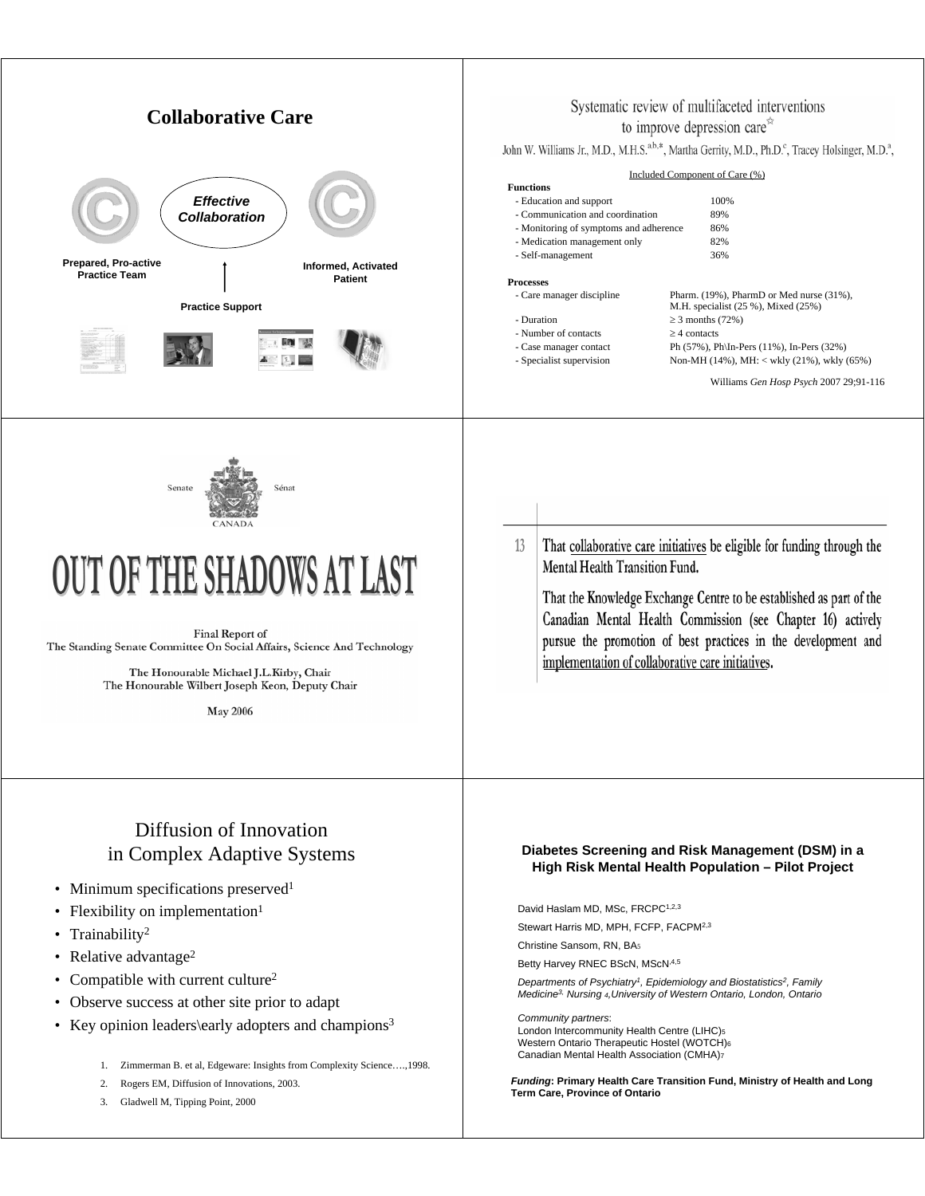## Collaborative Care

*Effective Collaboration*

Prepared, Pro-active Practice Team

Informed, Activated Patient

Practice Support

## Systematic review of multifaceted interventions to improve depression care

John W. Williams Jr., M.D., M.H.S.[a,b,*], Martha Gerrity, M.D., Ph.D.[c], Tracey Holsinger, M.D.[a],

| Included Component of Care (%) | |
|---|---|
| **Functions** | |
| - Education and support | 100% |
| - Communication and coordination | 89% |
| - Monitoring of symptoms and adherence | 86% |
| - Medication management only | 82% |
| - Self-management | 36% |
| **Processes** | |
| - Care manager discipline | Pharm. (19%), PharmD or Med nurse (31%), M.H. specialist (25 %), Mixed (25%) |
| - Duration | ≥ 3 months (72%) |
| - Number of contacts | ≥ 4 contacts |
| - Case manager contact | Ph (57%), Ph\In-Pers (11%), In-Pers (32%) |
| - Specialist supervision | Non-MH (14%), MH: < wkly (21%), wkly (65%) |

Williams *Gen Hosp Psych* 2007 29;91-116

Senate Sénat CANADA

# OUT OF THE SHADOWS AT LAST

Final Report of
The Standing Senate Committee On Social Affairs, Science And Technology

The Honourable Michael J.L.Kirby, Chair
The Honourable Wilbert Joseph Keon, Deputy Chair

May 2006

13 That collaborative care initiatives be eligible for funding through the Mental Health Transition Fund.

That the Knowledge Exchange Centre to be established as part of the Canadian Mental Health Commission (see Chapter 16) actively pursue the promotion of best practices in the development and implementation of collaborative care initiatives.

## Diffusion of Innovation in Complex Adaptive Systems

- Minimum specifications preserved[1]
- Flexibility on implementation[1]
- Trainability[2]
- Relative advantage[2]
- Compatible with current culture[2]
- Observe success at other site prior to adapt
- Key opinion leaders\early adopters and champions[3]

1. Zimmerman B. et al, Edgeware: Insights from Complexity Science….,1998.
2. Rogers EM, Diffusion of Innovations, 2003.
3. Gladwell M, Tipping Point, 2000

## Diabetes Screening and Risk Management (DSM) in a High Risk Mental Health Population – Pilot Project

David Haslam MD, MSc, FRCPC[1,2,3]

Stewart Harris MD, MPH, FCFP, FACPM[2,3]

Christine Sansom, RN, BA[5]

Betty Harvey RNEC BScN, MScN[4,5]

*Departments of Psychiatry[1], Epidemiology and Biostatistics[2], Family Medicine[3], Nursing [4], University of Western Ontario, London, Ontario*

*Community partners*:
London Intercommunity Health Centre (LIHC)[5]
Western Ontario Therapeutic Hostel (WOTCH)[6]
Canadian Mental Health Association (CMHA)[7]

***Funding*: Primary Health Care Transition Fund, Ministry of Health and Long Term Care, Province of Ontario**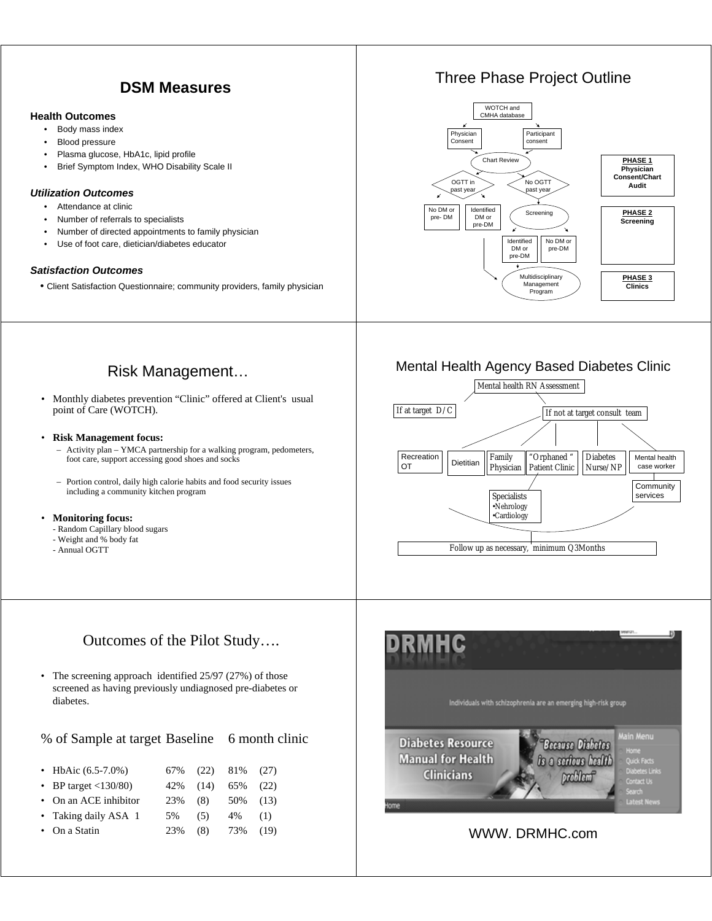## DSM Measures

**Health Outcomes**

- Body mass index
- Blood pressure
- Plasma glucose, HbA1c, lipid profile
- Brief Symptom Index, WHO Disability Scale II

***Utilization Outcomes***

- Attendance at clinic
- Number of referrals to specialists
- Number of directed appointments to family physician
- Use of foot care, dietician/diabetes educator

***Satisfaction Outcomes***

- Client Satisfaction Questionnaire; community providers, family physician

## Three Phase Project Outline

WOTCH and CMHA database

Physician Consent

Participant consent

Chart Review

OGTT in past year

No OGTT past year

No DM or pre- DM

Identified DM or pre-DM

Screening

Identified DM or pre-DM

No DM or pre-DM

Multidisciplinary Management Program

**PHASE 1** Physician Consent/Chart Audit

**PHASE 2** Screening

**PHASE 3** Clinics

## Risk Management…

- Monthly diabetes prevention "Clinic" offered at Client's usual point of Care (WOTCH).
- **Risk Management focus:**
  - Activity plan – YMCA partnership for a walking program, pedometers, foot care, support accessing good shoes and socks
  - Portion control, daily high calorie habits and food security issues including a community kitchen program
- **Monitoring focus:**
  - Random Capillary blood sugars
  - Weight and % body fat
  - Annual OGTT

## Mental Health Agency Based Diabetes Clinic

Mental health RN Assessment

If at target D/C

If not at target consult team

Recreation OT

Dietitian

Family Physician

"Orphaned " Patient Clinic

Diabetes Nurse/NP

Mental health case worker

Community services

Specialists
- Nehrology
- Cardiology

Follow up as necessary, minimum Q3Months

## Outcomes of the Pilot Study….

- The screening approach identified 25/97 (27%) of those screened as having previously undiagnosed pre-diabetes or diabetes.

| % of Sample at target | Baseline | | 6 month clinic | |
|---|---|---|---|---|
| HbAic (6.5-7.0%) | 67% | (22) | 81% | (27) |
| BP target <130/80) | 42% | (14) | 65% | (22) |
| On an ACE inhibitor | 23% | (8) | 50% | (13) |
| Taking daily ASA 1 | 5% | (5) | 4% | (1) |
| On a Statin | 23% | (8) | 73% | (19) |

WWW. DRMHC.com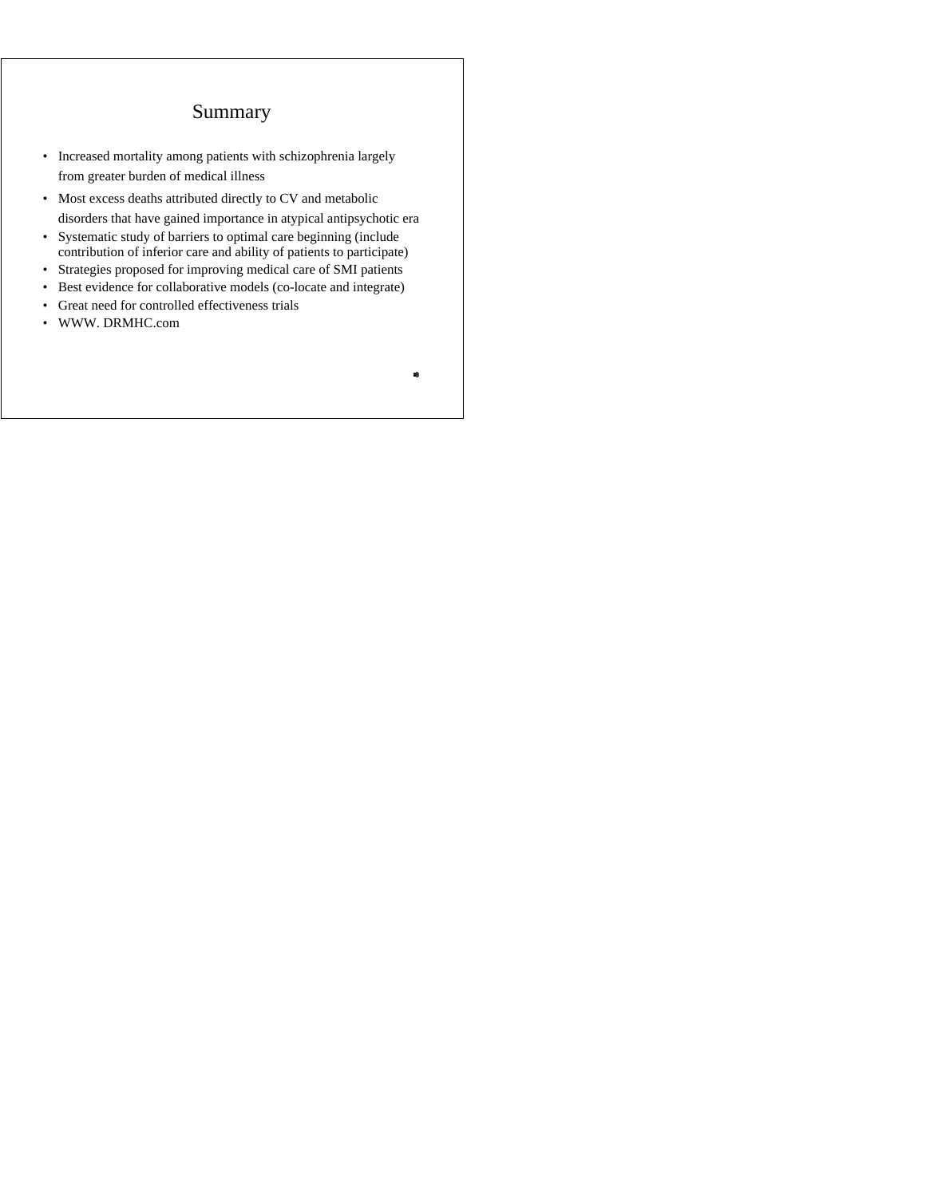# Summary

- Increased mortality among patients with schizophrenia largely from greater burden of medical illness
- Most excess deaths attributed directly to CV and metabolic disorders that have gained importance in atypical antipsychotic era
- Systematic study of barriers to optimal care beginning (include contribution of inferior care and ability of patients to participate)
- Strategies proposed for improving medical care of SMI patients
- Best evidence for collaborative models (co-locate and integrate)
- Great need for controlled effectiveness trials
- WWW. DRMHC.com